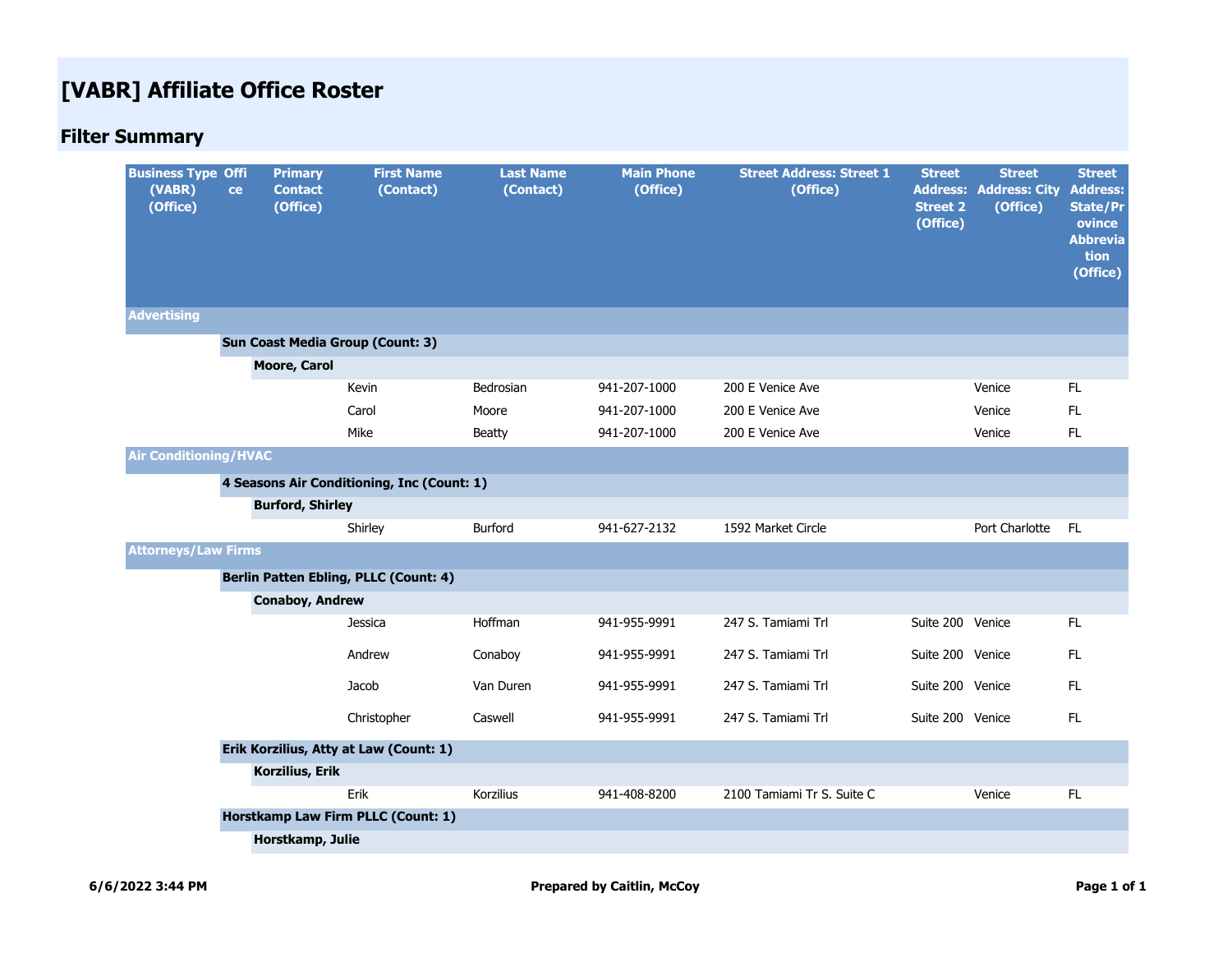# [VABR] Affiliate Office Roster

## Filter Summary

| Business Type (VABR) (Office) | Office | Primary Contact (Office) | First Name (Contact) | Last Name (Contact) | Main Phone (Office) | Street Address: Street 1 (Office) | Street Address: Street 2 (Office) | Street Address: City (Office) | Street Address: State/Province Abbreviation (Office) |
|---|---|---|---|---|---|---|---|---|---|
| **Advertising** | | | | | | | | | |
| | **Sun Coast Media Group (Count: 3)** | | | | | | | | |
| | | **Moore, Carol** | | | | | | | |
| | | | Kevin | Bedrosian | 941-207-1000 | 200 E Venice Ave | | Venice | FL |
| | | | Carol | Moore | 941-207-1000 | 200 E Venice Ave | | Venice | FL |
| | | | Mike | Beatty | 941-207-1000 | 200 E Venice Ave | | Venice | FL |
| **Air Conditioning/HVAC** | | | | | | | | | |
| | **4 Seasons Air Conditioning, Inc (Count: 1)** | | | | | | | | |
| | | **Burford, Shirley** | | | | | | | |
| | | | Shirley | Burford | 941-627-2132 | 1592 Market Circle | | Port Charlotte | FL |
| **Attorneys/Law Firms** | | | | | | | | | |
| | **Berlin Patten Ebling, PLLC (Count: 4)** | | | | | | | | |
| | | **Conaboy, Andrew** | | | | | | | |
| | | | Jessica | Hoffman | 941-955-9991 | 247 S. Tamiami Trl | Suite 200 | Venice | FL |
| | | | Andrew | Conaboy | 941-955-9991 | 247 S. Tamiami Trl | Suite 200 | Venice | FL |
| | | | Jacob | Van Duren | 941-955-9991 | 247 S. Tamiami Trl | Suite 200 | Venice | FL |
| | | | Christopher | Caswell | 941-955-9991 | 247 S. Tamiami Trl | Suite 200 | Venice | FL |
| | **Erik Korzilius, Atty at Law (Count: 1)** | | | | | | | | |
| | | **Korzilius, Erik** | | | | | | | |
| | | | Erik | Korzilius | 941-408-8200 | 2100 Tamiami Tr S. Suite C | | Venice | FL |
| | **Horstkamp Law Firm PLLC (Count: 1)** | | | | | | | | |
| | | **Horstkamp, Julie** | | | | | | | |

6/6/2022 3:44 PM — Prepared by Caitlin, McCoy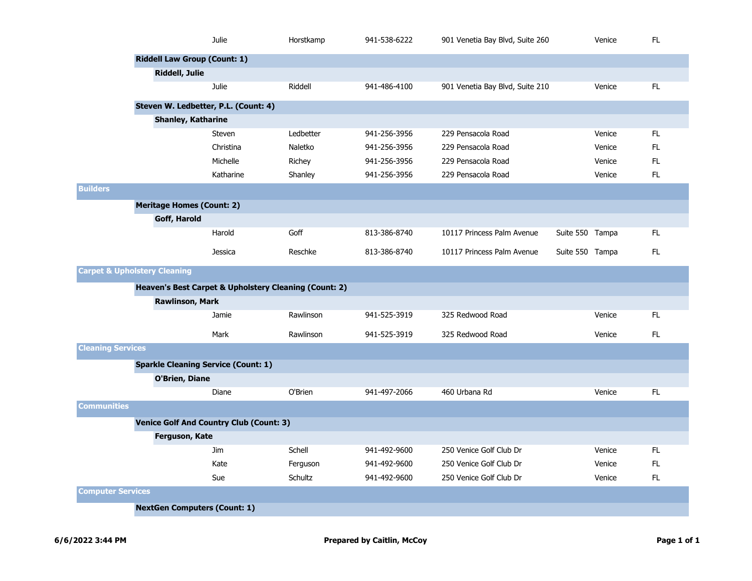| | | | | | | | |
|---|---|---|---|---|---|---|---|
| Julie | Horstkamp | 941-538-6222 | 901 Venetia Bay Blvd, Suite 260 | | Venice | FL |

**Riddell Law Group (Count: 1)**

**Riddell, Julie**

| | | | | | | |
|---|---|---|---|---|---|---|
| Julie | Riddell | 941-486-4100 | 901 Venetia Bay Blvd, Suite 210 | | Venice | FL |

**Steven W. Ledbetter, P.L. (Count: 4)**

**Shanley, Katharine**

| | | | | | | |
|---|---|---|---|---|---|---|
| Steven | Ledbetter | 941-256-3956 | 229 Pensacola Road | | Venice | FL |
| Christina | Naletko | 941-256-3956 | 229 Pensacola Road | | Venice | FL |
| Michelle | Richey | 941-256-3956 | 229 Pensacola Road | | Venice | FL |
| Katharine | Shanley | 941-256-3956 | 229 Pensacola Road | | Venice | FL |

## Builders

**Meritage Homes (Count: 2)**

**Goff, Harold**

| | | | | | | |
|---|---|---|---|---|---|---|
| Harold | Goff | 813-386-8740 | 10117 Princess Palm Avenue | Suite 550 | Tampa | FL |
| Jessica | Reschke | 813-386-8740 | 10117 Princess Palm Avenue | Suite 550 | Tampa | FL |

## Carpet & Upholstery Cleaning

**Heaven's Best Carpet & Upholstery Cleaning (Count: 2)**

**Rawlinson, Mark**

| | | | | | | |
|---|---|---|---|---|---|---|
| Jamie | Rawlinson | 941-525-3919 | 325 Redwood Road | | Venice | FL |
| Mark | Rawlinson | 941-525-3919 | 325 Redwood Road | | Venice | FL |

## Cleaning Services

**Sparkle Cleaning Service (Count: 1)**

**O'Brien, Diane**

| | | | | | | |
|---|---|---|---|---|---|---|
| Diane | O'Brien | 941-497-2066 | 460 Urbana Rd | | Venice | FL |

## Communities

**Venice Golf And Country Club (Count: 3)**

**Ferguson, Kate**

| | | | | | | |
|---|---|---|---|---|---|---|
| Jim | Schell | 941-492-9600 | 250 Venice Golf Club Dr | | Venice | FL |
| Kate | Ferguson | 941-492-9600 | 250 Venice Golf Club Dr | | Venice | FL |
| Sue | Schultz | 941-492-9600 | 250 Venice Golf Club Dr | | Venice | FL |

## Computer Services

**NextGen Computers (Count: 1)**

6/6/2022 3:44 PM

Prepared by Caitlin, McCoy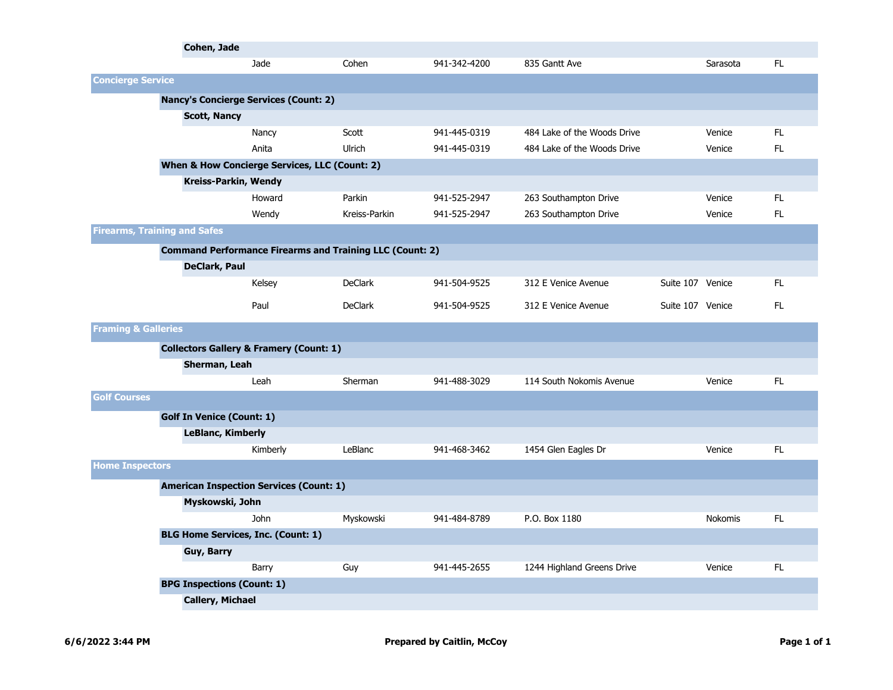**Cohen, Jade**

| | | | | | | |
|---|---|---|---|---|---|---|
| Jade | Cohen | 941-342-4200 | 835 Gantt Ave | | Sarasota | FL |

## Concierge Service

### Nancy's Concierge Services (Count: 2)

**Scott, Nancy**

| | | | | | | |
|---|---|---|---|---|---|---|
| Nancy | Scott | 941-445-0319 | 484 Lake of the Woods Drive | | Venice | FL |
| Anita | Ulrich | 941-445-0319 | 484 Lake of the Woods Drive | | Venice | FL |

### When & How Concierge Services, LLC (Count: 2)

**Kreiss-Parkin, Wendy**

| | | | | | | |
|---|---|---|---|---|---|---|
| Howard | Parkin | 941-525-2947 | 263 Southampton Drive | | Venice | FL |
| Wendy | Kreiss-Parkin | 941-525-2947 | 263 Southampton Drive | | Venice | FL |

## Firearms, Training and Safes

### Command Performance Firearms and Training LLC (Count: 2)

**DeClark, Paul**

| | | | | | | |
|---|---|---|---|---|---|---|
| Kelsey | DeClark | 941-504-9525 | 312 E Venice Avenue | Suite 107 | Venice | FL |
| Paul | DeClark | 941-504-9525 | 312 E Venice Avenue | Suite 107 | Venice | FL |

## Framing & Galleries

### Collectors Gallery & Framery (Count: 1)

**Sherman, Leah**

| | | | | | | |
|---|---|---|---|---|---|---|
| Leah | Sherman | 941-488-3029 | 114 South Nokomis Avenue | | Venice | FL |

## Golf Courses

### Golf In Venice (Count: 1)

**LeBlanc, Kimberly**

| | | | | | | |
|---|---|---|---|---|---|---|
| Kimberly | LeBlanc | 941-468-3462 | 1454 Glen Eagles Dr | | Venice | FL |

## Home Inspectors

### American Inspection Services (Count: 1)

**Myskowski, John**

| | | | | | | |
|---|---|---|---|---|---|---|
| John | Myskowski | 941-484-8789 | P.O. Box 1180 | | Nokomis | FL |

### BLG Home Services, Inc. (Count: 1)

**Guy, Barry**

| | | | | | | |
|---|---|---|---|---|---|---|
| Barry | Guy | 941-445-2655 | 1244 Highland Greens Drive | | Venice | FL |

### BPG Inspections (Count: 1)

**Callery, Michael**

6/6/2022 3:44 PM — Prepared by Caitlin, McCoy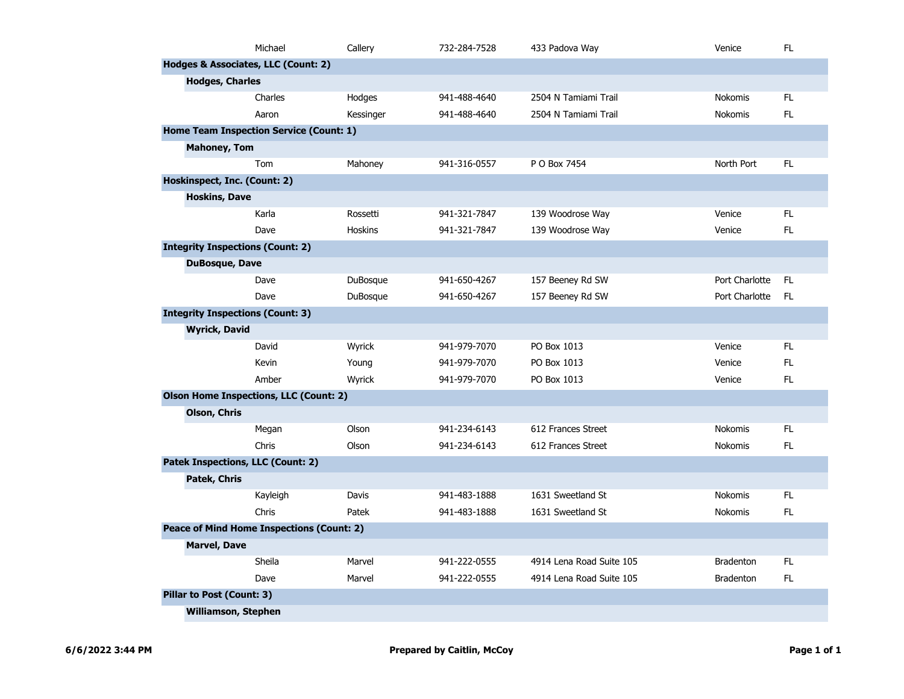| | | | | | |
|---|---|---|---|---|---|
| Michael | Callery | 732-284-7528 | 433 Padova Way | Venice | FL |
| **Hodges & Associates, LLC (Count: 2)** | | | | | |
| **Hodges, Charles** | | | | | |
| Charles | Hodges | 941-488-4640 | 2504 N Tamiami Trail | Nokomis | FL |
| Aaron | Kessinger | 941-488-4640 | 2504 N Tamiami Trail | Nokomis | FL |
| **Home Team Inspection Service (Count: 1)** | | | | | |
| **Mahoney, Tom** | | | | | |
| Tom | Mahoney | 941-316-0557 | P O Box 7454 | North Port | FL |
| **Hoskinspect, Inc. (Count: 2)** | | | | | |
| **Hoskins, Dave** | | | | | |
| Karla | Rossetti | 941-321-7847 | 139 Woodrose Way | Venice | FL |
| Dave | Hoskins | 941-321-7847 | 139 Woodrose Way | Venice | FL |
| **Integrity Inspections (Count: 2)** | | | | | |
| **DuBosque, Dave** | | | | | |
| Dave | DuBosque | 941-650-4267 | 157 Beeney Rd SW | Port Charlotte | FL |
| Dave | DuBosque | 941-650-4267 | 157 Beeney Rd SW | Port Charlotte | FL |
| **Integrity Inspections (Count: 3)** | | | | | |
| **Wyrick, David** | | | | | |
| David | Wyrick | 941-979-7070 | PO Box 1013 | Venice | FL |
| Kevin | Young | 941-979-7070 | PO Box 1013 | Venice | FL |
| Amber | Wyrick | 941-979-7070 | PO Box 1013 | Venice | FL |
| **Olson Home Inspections, LLC (Count: 2)** | | | | | |
| **Olson, Chris** | | | | | |
| Megan | Olson | 941-234-6143 | 612 Frances Street | Nokomis | FL |
| Chris | Olson | 941-234-6143 | 612 Frances Street | Nokomis | FL |
| **Patek Inspections, LLC (Count: 2)** | | | | | |
| **Patek, Chris** | | | | | |
| Kayleigh | Davis | 941-483-1888 | 1631 Sweetland St | Nokomis | FL |
| Chris | Patek | 941-483-1888 | 1631 Sweetland St | Nokomis | FL |
| **Peace of Mind Home Inspections (Count: 2)** | | | | | |
| **Marvel, Dave** | | | | | |
| Sheila | Marvel | 941-222-0555 | 4914 Lena Road Suite 105 | Bradenton | FL |
| Dave | Marvel | 941-222-0555 | 4914 Lena Road Suite 105 | Bradenton | FL |
| **Pillar to Post (Count: 3)** | | | | | |
| **Williamson, Stephen** | | | | | |

6/6/2022 3:44 PM | Prepared by Caitlin, McCoy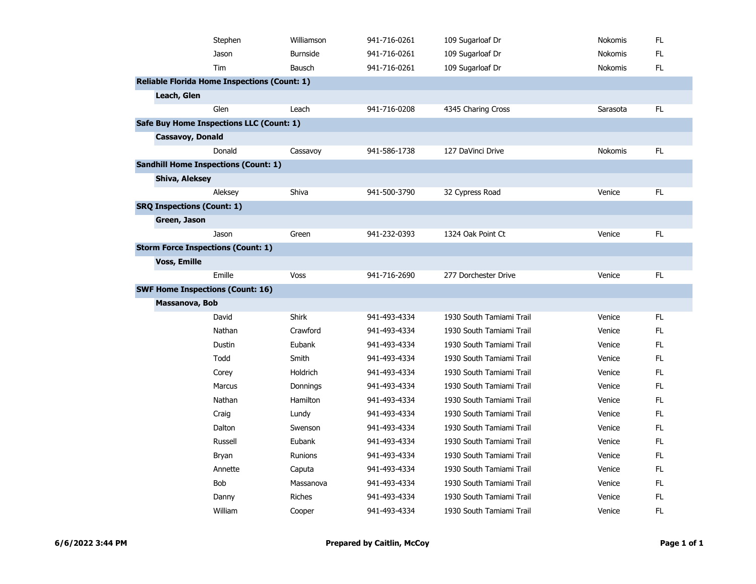| | First | Last | Phone | Address | City | State |
|---|---|---|---|---|---|---|
| | Stephen | Williamson | 941-716-0261 | 109 Sugarloaf Dr | Nokomis | FL |
| | Jason | Burnside | 941-716-0261 | 109 Sugarloaf Dr | Nokomis | FL |
| | Tim | Bausch | 941-716-0261 | 109 Sugarloaf Dr | Nokomis | FL |
| **Reliable Florida Home Inspections (Count: 1)** | | | | | | |
| **Leach, Glen** | | | | | | |
| | Glen | Leach | 941-716-0208 | 4345 Charing Cross | Sarasota | FL |
| **Safe Buy Home Inspections LLC (Count: 1)** | | | | | | |
| **Cassavoy, Donald** | | | | | | |
| | Donald | Cassavoy | 941-586-1738 | 127 DaVinci Drive | Nokomis | FL |
| **Sandhill Home Inspections (Count: 1)** | | | | | | |
| **Shiva, Aleksey** | | | | | | |
| | Aleksey | Shiva | 941-500-3790 | 32 Cypress Road | Venice | FL |
| **SRQ Inspections (Count: 1)** | | | | | | |
| **Green, Jason** | | | | | | |
| | Jason | Green | 941-232-0393 | 1324 Oak Point Ct | Venice | FL |
| **Storm Force Inspections (Count: 1)** | | | | | | |
| **Voss, Emille** | | | | | | |
| | Emille | Voss | 941-716-2690 | 277 Dorchester Drive | Venice | FL |
| **SWF Home Inspections (Count: 16)** | | | | | | |
| **Massanova, Bob** | | | | | | |
| | David | Shirk | 941-493-4334 | 1930 South Tamiami Trail | Venice | FL |
| | Nathan | Crawford | 941-493-4334 | 1930 South Tamiami Trail | Venice | FL |
| | Dustin | Eubank | 941-493-4334 | 1930 South Tamiami Trail | Venice | FL |
| | Todd | Smith | 941-493-4334 | 1930 South Tamiami Trail | Venice | FL |
| | Corey | Holdrich | 941-493-4334 | 1930 South Tamiami Trail | Venice | FL |
| | Marcus | Donnings | 941-493-4334 | 1930 South Tamiami Trail | Venice | FL |
| | Nathan | Hamilton | 941-493-4334 | 1930 South Tamiami Trail | Venice | FL |
| | Craig | Lundy | 941-493-4334 | 1930 South Tamiami Trail | Venice | FL |
| | Dalton | Swenson | 941-493-4334 | 1930 South Tamiami Trail | Venice | FL |
| | Russell | Eubank | 941-493-4334 | 1930 South Tamiami Trail | Venice | FL |
| | Bryan | Runions | 941-493-4334 | 1930 South Tamiami Trail | Venice | FL |
| | Annette | Caputa | 941-493-4334 | 1930 South Tamiami Trail | Venice | FL |
| | Bob | Massanova | 941-493-4334 | 1930 South Tamiami Trail | Venice | FL |
| | Danny | Riches | 941-493-4334 | 1930 South Tamiami Trail | Venice | FL |
| | William | Cooper | 941-493-4334 | 1930 South Tamiami Trail | Venice | FL |

**6/6/2022 3:44 PM** **Prepared by Caitlin, McCoy**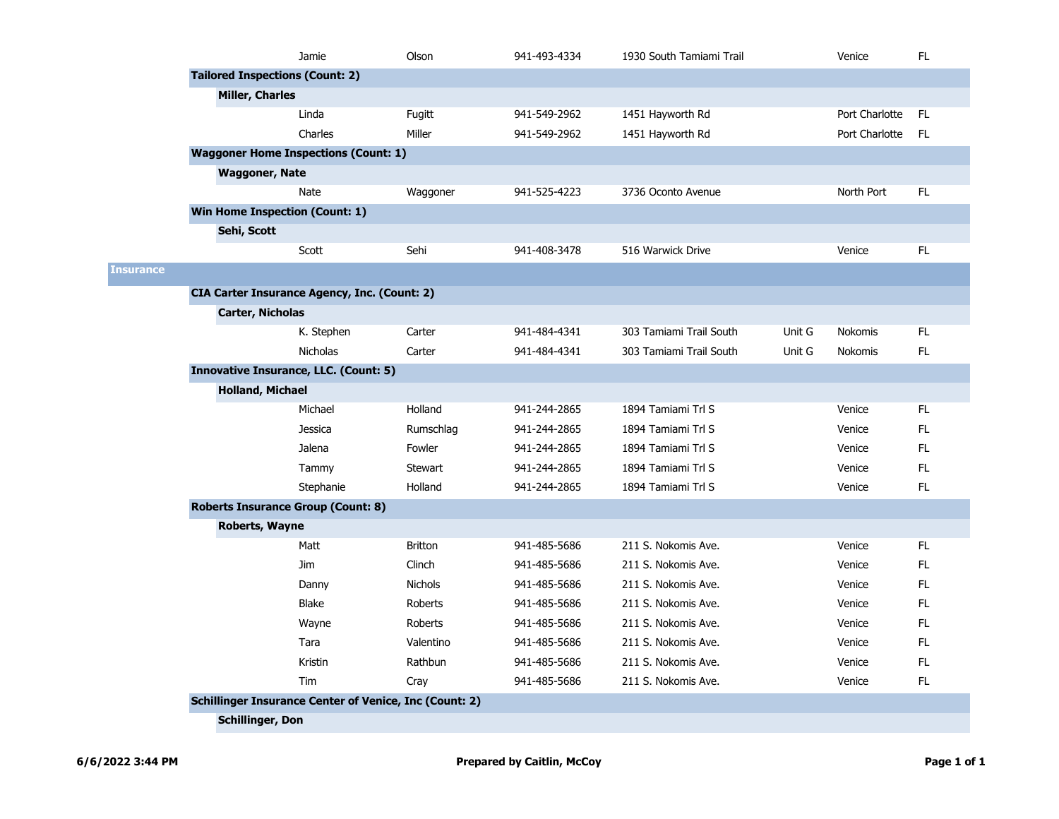| | | First Name | Last Name | Phone | Address | Unit | City | State |
|---|---|---|---|---|---|---|---|---|
| | | Jamie | Olson | 941-493-4334 | 1930 South Tamiami Trail | | Venice | FL |
| **Tailored Inspections (Count: 2)** | | | | | | | | |
| | **Miller, Charles** | | | | | | | |
| | | Linda | Fugitt | 941-549-2962 | 1451 Hayworth Rd | | Port Charlotte | FL |
| | | Charles | Miller | 941-549-2962 | 1451 Hayworth Rd | | Port Charlotte | FL |
| **Waggoner Home Inspections (Count: 1)** | | | | | | | | |
| | **Waggoner, Nate** | | | | | | | |
| | | Nate | Waggoner | 941-525-4223 | 3736 Oconto Avenue | | North Port | FL |
| **Win Home Inspection (Count: 1)** | | | | | | | | |
| | **Sehi, Scott** | | | | | | | |
| | | Scott | Sehi | 941-408-3478 | 516 Warwick Drive | | Venice | FL |

## Insurance

| | | First Name | Last Name | Phone | Address | Unit | City | State |
|---|---|---|---|---|---|---|---|---|
| **CIA Carter Insurance Agency, Inc. (Count: 2)** | | | | | | | | |
| | **Carter, Nicholas** | | | | | | | |
| | | K. Stephen | Carter | 941-484-4341 | 303 Tamiami Trail South | Unit G | Nokomis | FL |
| | | Nicholas | Carter | 941-484-4341 | 303 Tamiami Trail South | Unit G | Nokomis | FL |
| **Innovative Insurance, LLC. (Count: 5)** | | | | | | | | |
| | **Holland, Michael** | | | | | | | |
| | | Michael | Holland | 941-244-2865 | 1894 Tamiami Trl S | | Venice | FL |
| | | Jessica | Rumschlag | 941-244-2865 | 1894 Tamiami Trl S | | Venice | FL |
| | | Jalena | Fowler | 941-244-2865 | 1894 Tamiami Trl S | | Venice | FL |
| | | Tammy | Stewart | 941-244-2865 | 1894 Tamiami Trl S | | Venice | FL |
| | | Stephanie | Holland | 941-244-2865 | 1894 Tamiami Trl S | | Venice | FL |
| **Roberts Insurance Group (Count: 8)** | | | | | | | | |
| | **Roberts, Wayne** | | | | | | | |
| | | Matt | Britton | 941-485-5686 | 211 S. Nokomis Ave. | | Venice | FL |
| | | Jim | Clinch | 941-485-5686 | 211 S. Nokomis Ave. | | Venice | FL |
| | | Danny | Nichols | 941-485-5686 | 211 S. Nokomis Ave. | | Venice | FL |
| | | Blake | Roberts | 941-485-5686 | 211 S. Nokomis Ave. | | Venice | FL |
| | | Wayne | Roberts | 941-485-5686 | 211 S. Nokomis Ave. | | Venice | FL |
| | | Tara | Valentino | 941-485-5686 | 211 S. Nokomis Ave. | | Venice | FL |
| | | Kristin | Rathbun | 941-485-5686 | 211 S. Nokomis Ave. | | Venice | FL |
| | | Tim | Cray | 941-485-5686 | 211 S. Nokomis Ave. | | Venice | FL |
| **Schillinger Insurance Center of Venice, Inc (Count: 2)** | | | | | | | | |
| | **Schillinger, Don** | | | | | | | |

6/6/2022 3:44 PM — Prepared by Caitlin, McCoy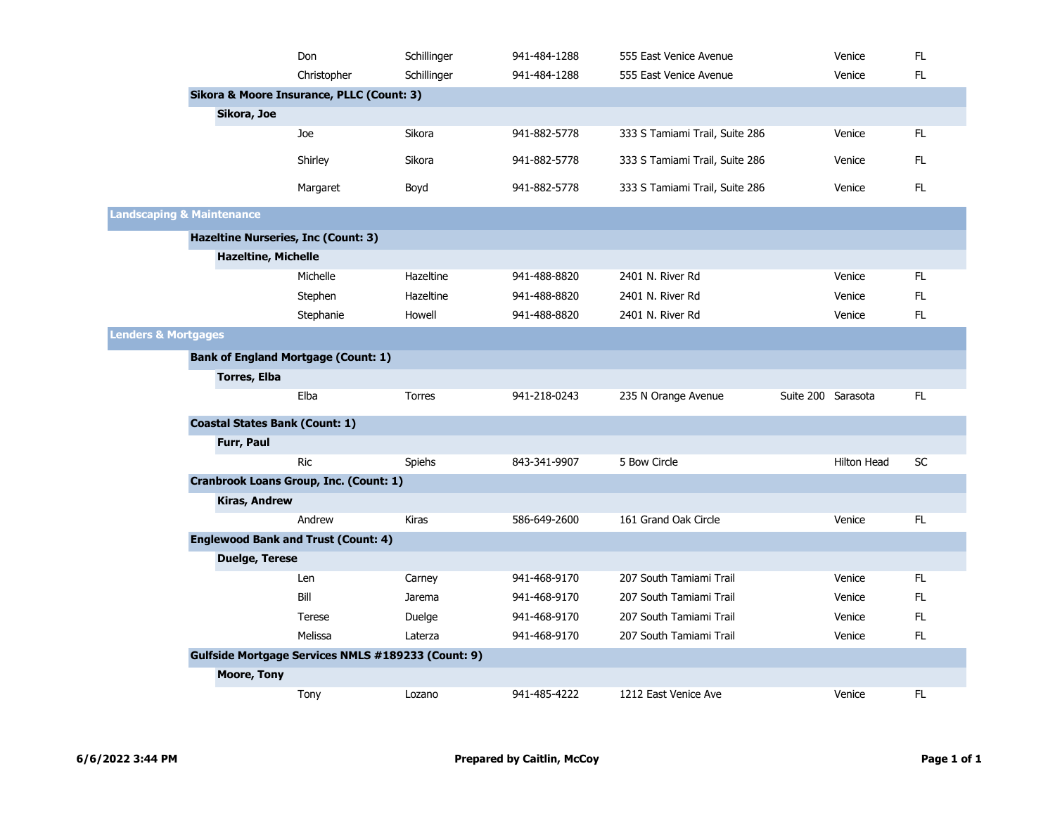| First Name | Last Name | Phone | Address | Address 2 | City | State |
|---|---|---|---|---|---|---|
| Don | Schillinger | 941-484-1288 | 555 East Venice Avenue | | Venice | FL |
| Christopher | Schillinger | 941-484-1288 | 555 East Venice Avenue | | Venice | FL |

**Sikora & Moore Insurance, PLLC (Count: 3)**

**Sikora, Joe**

| First Name | Last Name | Phone | Address | Address 2 | City | State |
|---|---|---|---|---|---|---|
| Joe | Sikora | 941-882-5778 | 333 S Tamiami Trail, Suite 286 | | Venice | FL |
| Shirley | Sikora | 941-882-5778 | 333 S Tamiami Trail, Suite 286 | | Venice | FL |
| Margaret | Boyd | 941-882-5778 | 333 S Tamiami Trail, Suite 286 | | Venice | FL |

## Landscaping & Maintenance

**Hazeltine Nurseries, Inc (Count: 3)**

**Hazeltine, Michelle**

| First Name | Last Name | Phone | Address | Address 2 | City | State |
|---|---|---|---|---|---|---|
| Michelle | Hazeltine | 941-488-8820 | 2401 N. River Rd | | Venice | FL |
| Stephen | Hazeltine | 941-488-8820 | 2401 N. River Rd | | Venice | FL |
| Stephanie | Howell | 941-488-8820 | 2401 N. River Rd | | Venice | FL |

## Lenders & Mortgages

**Bank of England Mortgage (Count: 1)**

**Torres, Elba**

| First Name | Last Name | Phone | Address | Address 2 | City | State |
|---|---|---|---|---|---|---|
| Elba | Torres | 941-218-0243 | 235 N Orange Avenue | Suite 200 | Sarasota | FL |

**Coastal States Bank (Count: 1)**

**Furr, Paul**

| First Name | Last Name | Phone | Address | Address 2 | City | State |
|---|---|---|---|---|---|---|
| Ric | Spiehs | 843-341-9907 | 5 Bow Circle | | Hilton Head | SC |

**Cranbrook Loans Group, Inc. (Count: 1)**

**Kiras, Andrew**

| First Name | Last Name | Phone | Address | Address 2 | City | State |
|---|---|---|---|---|---|---|
| Andrew | Kiras | 586-649-2600 | 161 Grand Oak Circle | | Venice | FL |

**Englewood Bank and Trust (Count: 4)**

**Duelge, Terese**

| First Name | Last Name | Phone | Address | Address 2 | City | State |
|---|---|---|---|---|---|---|
| Len | Carney | 941-468-9170 | 207 South Tamiami Trail | | Venice | FL |
| Bill | Jarema | 941-468-9170 | 207 South Tamiami Trail | | Venice | FL |
| Terese | Duelge | 941-468-9170 | 207 South Tamiami Trail | | Venice | FL |
| Melissa | Laterza | 941-468-9170 | 207 South Tamiami Trail | | Venice | FL |

**Gulfside Mortgage Services NMLS #189233 (Count: 9)**

**Moore, Tony**

| First Name | Last Name | Phone | Address | Address 2 | City | State |
|---|---|---|---|---|---|---|
| Tony | Lozano | 941-485-4222 | 1212 East Venice Ave | | Venice | FL |

**6/6/2022 3:44 PM** **Prepared by Caitlin, McCoy**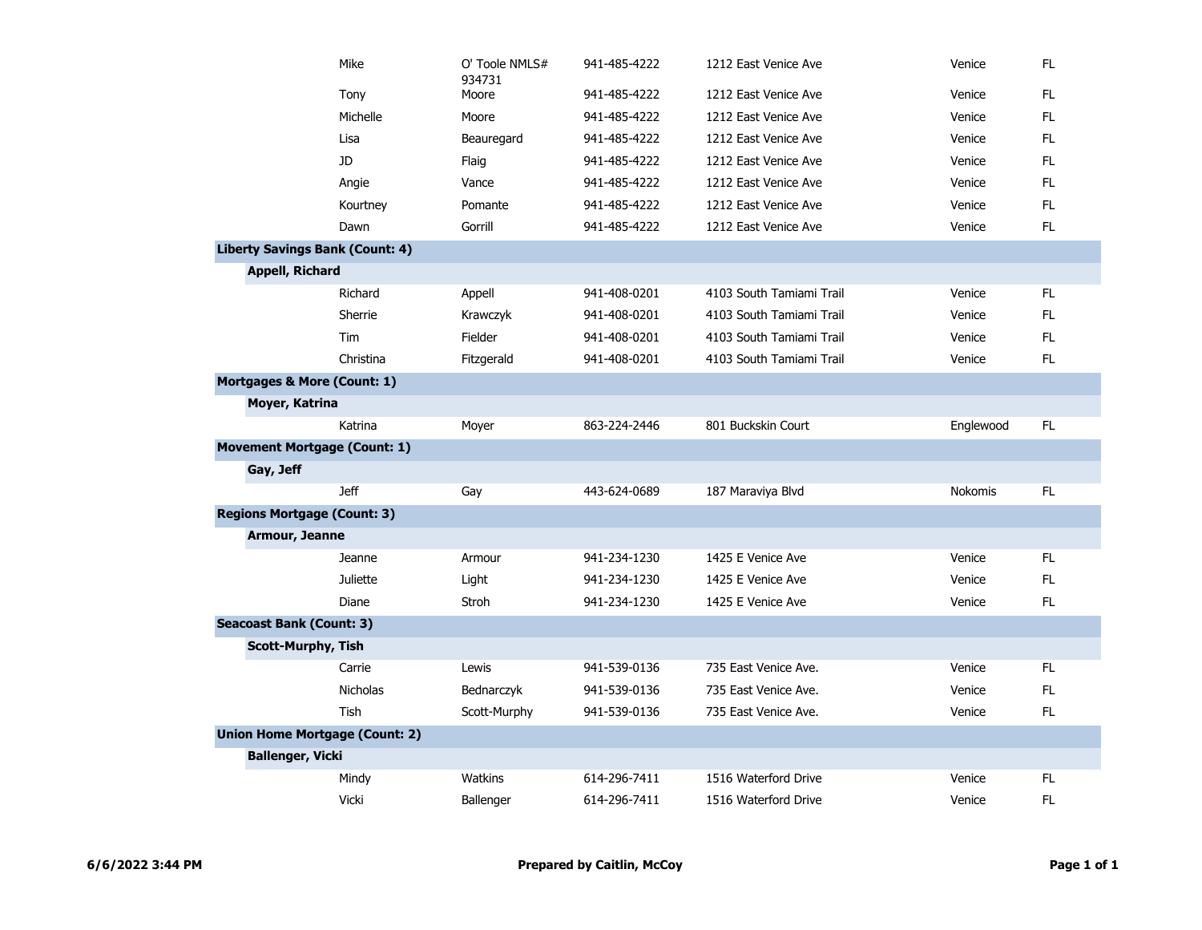| | | | | | |
|---|---|---|---|---|---|
| Mike | O' Toole NMLS# 934731 | 941-485-4222 | 1212 East Venice Ave | Venice | FL |
| Tony | Moore | 941-485-4222 | 1212 East Venice Ave | Venice | FL |
| Michelle | Moore | 941-485-4222 | 1212 East Venice Ave | Venice | FL |
| Lisa | Beauregard | 941-485-4222 | 1212 East Venice Ave | Venice | FL |
| JD | Flaig | 941-485-4222 | 1212 East Venice Ave | Venice | FL |
| Angie | Vance | 941-485-4222 | 1212 East Venice Ave | Venice | FL |
| Kourtney | Pomante | 941-485-4222 | 1212 East Venice Ave | Venice | FL |
| Dawn | Gorrill | 941-485-4222 | 1212 East Venice Ave | Venice | FL |
| **Liberty Savings Bank (Count: 4)** | | | | | |
| **Appell, Richard** | | | | | |
| Richard | Appell | 941-408-0201 | 4103 South Tamiami Trail | Venice | FL |
| Sherrie | Krawczyk | 941-408-0201 | 4103 South Tamiami Trail | Venice | FL |
| Tim | Fielder | 941-408-0201 | 4103 South Tamiami Trail | Venice | FL |
| Christina | Fitzgerald | 941-408-0201 | 4103 South Tamiami Trail | Venice | FL |
| **Mortgages & More (Count: 1)** | | | | | |
| **Moyer, Katrina** | | | | | |
| Katrina | Moyer | 863-224-2446 | 801 Buckskin Court | Englewood | FL |
| **Movement Mortgage (Count: 1)** | | | | | |
| **Gay, Jeff** | | | | | |
| Jeff | Gay | 443-624-0689 | 187 Maraviya Blvd | Nokomis | FL |
| **Regions Mortgage (Count: 3)** | | | | | |
| **Armour, Jeanne** | | | | | |
| Jeanne | Armour | 941-234-1230 | 1425 E Venice Ave | Venice | FL |
| Juliette | Light | 941-234-1230 | 1425 E Venice Ave | Venice | FL |
| Diane | Stroh | 941-234-1230 | 1425 E Venice Ave | Venice | FL |
| **Seacoast Bank (Count: 3)** | | | | | |
| **Scott-Murphy, Tish** | | | | | |
| Carrie | Lewis | 941-539-0136 | 735 East Venice Ave. | Venice | FL |
| Nicholas | Bednarczyk | 941-539-0136 | 735 East Venice Ave. | Venice | FL |
| Tish | Scott-Murphy | 941-539-0136 | 735 East Venice Ave. | Venice | FL |
| **Union Home Mortgage (Count: 2)** | | | | | |
| **Ballenger, Vicki** | | | | | |
| Mindy | Watkins | 614-296-7411 | 1516 Waterford Drive | Venice | FL |
| Vicki | Ballenger | 614-296-7411 | 1516 Waterford Drive | Venice | FL |

6/6/2022 3:44 PM

**Prepared by Caitlin, McCoy**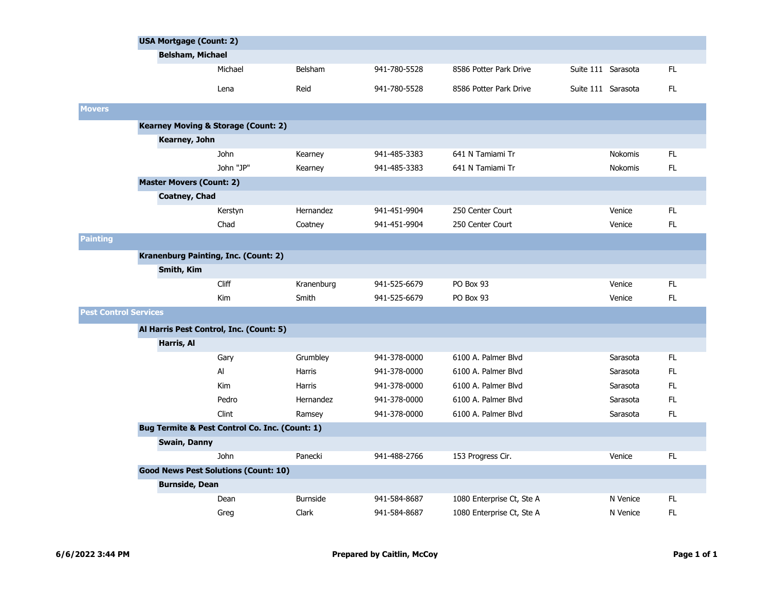**USA Mortgage (Count: 2)**

**Belsham, Michael**

| First Name | Last Name | Phone | Address | Suite | City | State |
|---|---|---|---|---|---|---|
| Michael | Belsham | 941-780-5528 | 8586 Potter Park Drive | Suite 111 | Sarasota | FL |
| Lena | Reid | 941-780-5528 | 8586 Potter Park Drive | Suite 111 | Sarasota | FL |

## Movers

**Kearney Moving & Storage (Count: 2)**

**Kearney, John**

| First Name | Last Name | Phone | Address | Suite | City | State |
|---|---|---|---|---|---|---|
| John | Kearney | 941-485-3383 | 641 N Tamiami Tr | | Nokomis | FL |
| John "JP" | Kearney | 941-485-3383 | 641 N Tamiami Tr | | Nokomis | FL |

**Master Movers (Count: 2)**

**Coatney, Chad**

| First Name | Last Name | Phone | Address | Suite | City | State |
|---|---|---|---|---|---|---|
| Kerstyn | Hernandez | 941-451-9904 | 250 Center Court | | Venice | FL |
| Chad | Coatney | 941-451-9904 | 250 Center Court | | Venice | FL |

## Painting

**Kranenburg Painting, Inc. (Count: 2)**

**Smith, Kim**

| First Name | Last Name | Phone | Address | Suite | City | State |
|---|---|---|---|---|---|---|
| Cliff | Kranenburg | 941-525-6679 | PO Box 93 | | Venice | FL |
| Kim | Smith | 941-525-6679 | PO Box 93 | | Venice | FL |

## Pest Control Services

**Al Harris Pest Control, Inc. (Count: 5)**

**Harris, Al**

| First Name | Last Name | Phone | Address | Suite | City | State |
|---|---|---|---|---|---|---|
| Gary | Grumbley | 941-378-0000 | 6100 A. Palmer Blvd | | Sarasota | FL |
| Al | Harris | 941-378-0000 | 6100 A. Palmer Blvd | | Sarasota | FL |
| Kim | Harris | 941-378-0000 | 6100 A. Palmer Blvd | | Sarasota | FL |
| Pedro | Hernandez | 941-378-0000 | 6100 A. Palmer Blvd | | Sarasota | FL |
| Clint | Ramsey | 941-378-0000 | 6100 A. Palmer Blvd | | Sarasota | FL |

**Bug Termite & Pest Control Co. Inc. (Count: 1)**

**Swain, Danny**

| First Name | Last Name | Phone | Address | Suite | City | State |
|---|---|---|---|---|---|---|
| John | Panecki | 941-488-2766 | 153 Progress Cir. | | Venice | FL |

**Good News Pest Solutions (Count: 10)**

**Burnside, Dean**

| First Name | Last Name | Phone | Address | Suite | City | State |
|---|---|---|---|---|---|---|
| Dean | Burnside | 941-584-8687 | 1080 Enterprise Ct, Ste A | | N Venice | FL |
| Greg | Clark | 941-584-8687 | 1080 Enterprise Ct, Ste A | | N Venice | FL |

6/6/2022 3:44 PM Prepared by Caitlin, McCoy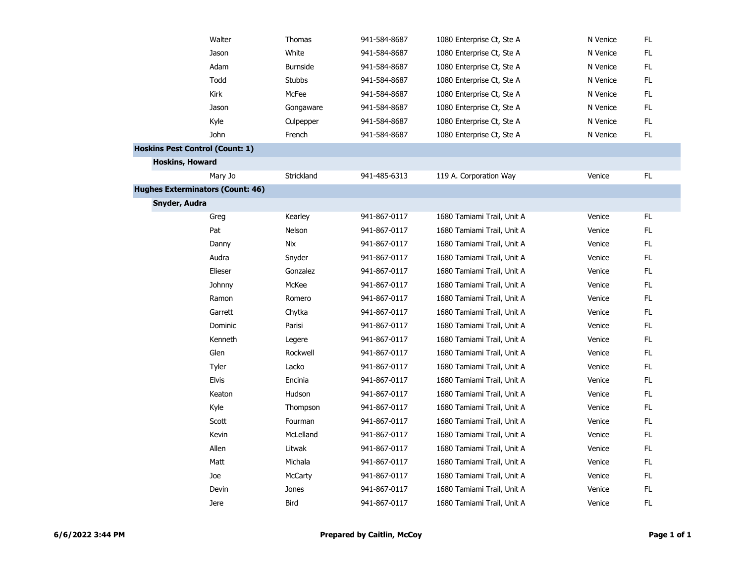| First Name | Last Name | Phone | Address | City | State |
|---|---|---|---|---|---|
| Walter | Thomas | 941-584-8687 | 1080 Enterprise Ct, Ste A | N Venice | FL |
| Jason | White | 941-584-8687 | 1080 Enterprise Ct, Ste A | N Venice | FL |
| Adam | Burnside | 941-584-8687 | 1080 Enterprise Ct, Ste A | N Venice | FL |
| Todd | Stubbs | 941-584-8687 | 1080 Enterprise Ct, Ste A | N Venice | FL |
| Kirk | McFee | 941-584-8687 | 1080 Enterprise Ct, Ste A | N Venice | FL |
| Jason | Gongaware | 941-584-8687 | 1080 Enterprise Ct, Ste A | N Venice | FL |
| Kyle | Culpepper | 941-584-8687 | 1080 Enterprise Ct, Ste A | N Venice | FL |
| John | French | 941-584-8687 | 1080 Enterprise Ct, Ste A | N Venice | FL |
| **Hoskins Pest Control (Count: 1)** | | | | | |
| **Hoskins, Howard** | | | | | |
| Mary Jo | Strickland | 941-485-6313 | 119 A. Corporation Way | Venice | FL |
| **Hughes Exterminators (Count: 46)** | | | | | |
| **Snyder, Audra** | | | | | |
| Greg | Kearley | 941-867-0117 | 1680 Tamiami Trail, Unit A | Venice | FL |
| Pat | Nelson | 941-867-0117 | 1680 Tamiami Trail, Unit A | Venice | FL |
| Danny | Nix | 941-867-0117 | 1680 Tamiami Trail, Unit A | Venice | FL |
| Audra | Snyder | 941-867-0117 | 1680 Tamiami Trail, Unit A | Venice | FL |
| Elieser | Gonzalez | 941-867-0117 | 1680 Tamiami Trail, Unit A | Venice | FL |
| Johnny | McKee | 941-867-0117 | 1680 Tamiami Trail, Unit A | Venice | FL |
| Ramon | Romero | 941-867-0117 | 1680 Tamiami Trail, Unit A | Venice | FL |
| Garrett | Chytka | 941-867-0117 | 1680 Tamiami Trail, Unit A | Venice | FL |
| Dominic | Parisi | 941-867-0117 | 1680 Tamiami Trail, Unit A | Venice | FL |
| Kenneth | Legere | 941-867-0117 | 1680 Tamiami Trail, Unit A | Venice | FL |
| Glen | Rockwell | 941-867-0117 | 1680 Tamiami Trail, Unit A | Venice | FL |
| Tyler | Lacko | 941-867-0117 | 1680 Tamiami Trail, Unit A | Venice | FL |
| Elvis | Encinia | 941-867-0117 | 1680 Tamiami Trail, Unit A | Venice | FL |
| Keaton | Hudson | 941-867-0117 | 1680 Tamiami Trail, Unit A | Venice | FL |
| Kyle | Thompson | 941-867-0117 | 1680 Tamiami Trail, Unit A | Venice | FL |
| Scott | Fourman | 941-867-0117 | 1680 Tamiami Trail, Unit A | Venice | FL |
| Kevin | McLelland | 941-867-0117 | 1680 Tamiami Trail, Unit A | Venice | FL |
| Allen | Litwak | 941-867-0117 | 1680 Tamiami Trail, Unit A | Venice | FL |
| Matt | Michala | 941-867-0117 | 1680 Tamiami Trail, Unit A | Venice | FL |
| Joe | McCarty | 941-867-0117 | 1680 Tamiami Trail, Unit A | Venice | FL |
| Devin | Jones | 941-867-0117 | 1680 Tamiami Trail, Unit A | Venice | FL |
| Jere | Bird | 941-867-0117 | 1680 Tamiami Trail, Unit A | Venice | FL |

6/6/2022 3:44 PM — Prepared by Caitlin, McCoy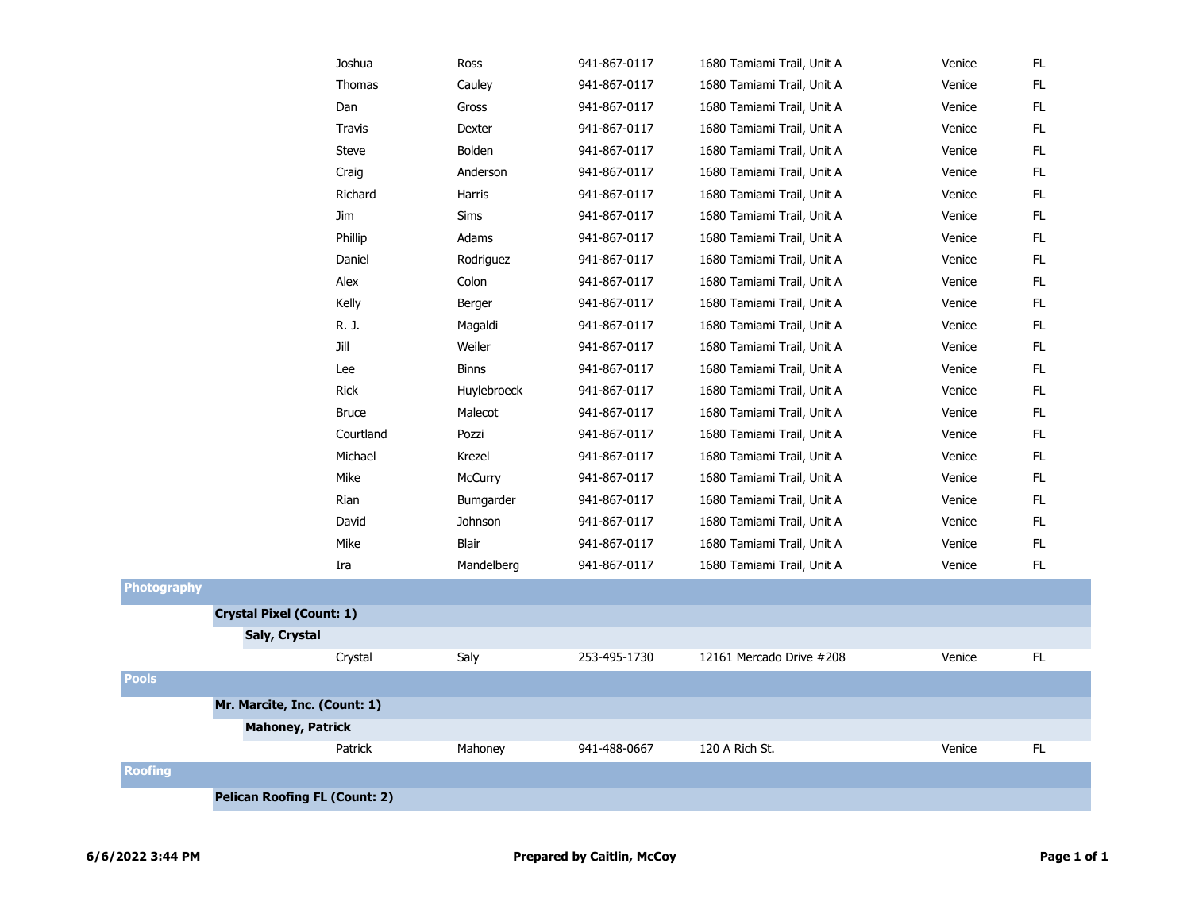| | | | First Name | Last Name | Phone | Address | City | State |
|---|---|---|---|---|---|---|---|---|
| | | | Joshua | Ross | 941-867-0117 | 1680 Tamiami Trail, Unit A | Venice | FL |
| | | | Thomas | Cauley | 941-867-0117 | 1680 Tamiami Trail, Unit A | Venice | FL |
| | | | Dan | Gross | 941-867-0117 | 1680 Tamiami Trail, Unit A | Venice | FL |
| | | | Travis | Dexter | 941-867-0117 | 1680 Tamiami Trail, Unit A | Venice | FL |
| | | | Steve | Bolden | 941-867-0117 | 1680 Tamiami Trail, Unit A | Venice | FL |
| | | | Craig | Anderson | 941-867-0117 | 1680 Tamiami Trail, Unit A | Venice | FL |
| | | | Richard | Harris | 941-867-0117 | 1680 Tamiami Trail, Unit A | Venice | FL |
| | | | Jim | Sims | 941-867-0117 | 1680 Tamiami Trail, Unit A | Venice | FL |
| | | | Phillip | Adams | 941-867-0117 | 1680 Tamiami Trail, Unit A | Venice | FL |
| | | | Daniel | Rodriguez | 941-867-0117 | 1680 Tamiami Trail, Unit A | Venice | FL |
| | | | Alex | Colon | 941-867-0117 | 1680 Tamiami Trail, Unit A | Venice | FL |
| | | | Kelly | Berger | 941-867-0117 | 1680 Tamiami Trail, Unit A | Venice | FL |
| | | | R. J. | Magaldi | 941-867-0117 | 1680 Tamiami Trail, Unit A | Venice | FL |
| | | | Jill | Weiler | 941-867-0117 | 1680 Tamiami Trail, Unit A | Venice | FL |
| | | | Lee | Binns | 941-867-0117 | 1680 Tamiami Trail, Unit A | Venice | FL |
| | | | Rick | Huylebroeck | 941-867-0117 | 1680 Tamiami Trail, Unit A | Venice | FL |
| | | | Bruce | Malecot | 941-867-0117 | 1680 Tamiami Trail, Unit A | Venice | FL |
| | | | Courtland | Pozzi | 941-867-0117 | 1680 Tamiami Trail, Unit A | Venice | FL |
| | | | Michael | Krezel | 941-867-0117 | 1680 Tamiami Trail, Unit A | Venice | FL |
| | | | Mike | McCurry | 941-867-0117 | 1680 Tamiami Trail, Unit A | Venice | FL |
| | | | Rian | Bumgarder | 941-867-0117 | 1680 Tamiami Trail, Unit A | Venice | FL |
| | | | David | Johnson | 941-867-0117 | 1680 Tamiami Trail, Unit A | Venice | FL |
| | | | Mike | Blair | 941-867-0117 | 1680 Tamiami Trail, Unit A | Venice | FL |
| | | | Ira | Mandelberg | 941-867-0117 | 1680 Tamiami Trail, Unit A | Venice | FL |
| **Photography** | | | | | | | | |
| | **Crystal Pixel (Count: 1)** | | | | | | | |
| | | **Saly, Crystal** | | | | | | |
| | | | Crystal | Saly | 253-495-1730 | 12161 Mercado Drive #208 | Venice | FL |
| **Pools** | | | | | | | | |
| | **Mr. Marcite, Inc. (Count: 1)** | | | | | | | |
| | | **Mahoney, Patrick** | | | | | | |
| | | | Patrick | Mahoney | 941-488-0667 | 120 A Rich St. | Venice | FL |
| **Roofing** | | | | | | | | |
| | **Pelican Roofing FL (Count: 2)** | | | | | | | |

**6/6/2022 3:44 PM** **Prepared by Caitlin, McCoy**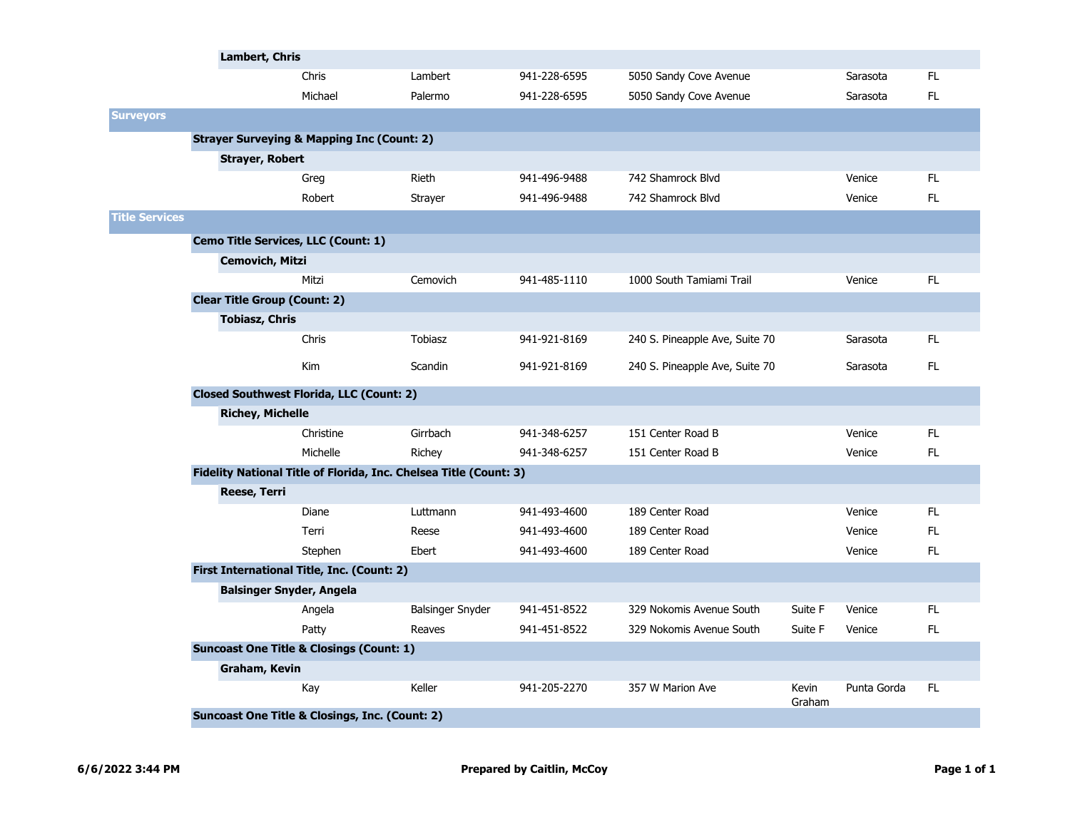**Lambert, Chris**

| First | Last | Phone | Address | Address 2 | City | State |
|---|---|---|---|---|---|---|
| Chris | Lambert | 941-228-6595 | 5050 Sandy Cove Avenue | | Sarasota | FL |
| Michael | Palermo | 941-228-6595 | 5050 Sandy Cove Avenue | | Sarasota | FL |

## Surveyors

### Strayer Surveying & Mapping Inc (Count: 2)

**Strayer, Robert**

| First | Last | Phone | Address | Address 2 | City | State |
|---|---|---|---|---|---|---|
| Greg | Rieth | 941-496-9488 | 742 Shamrock Blvd | | Venice | FL |
| Robert | Strayer | 941-496-9488 | 742 Shamrock Blvd | | Venice | FL |

## Title Services

### Cemo Title Services, LLC (Count: 1)

**Cemovich, Mitzi**

| First | Last | Phone | Address | Address 2 | City | State |
|---|---|---|---|---|---|---|
| Mitzi | Cemovich | 941-485-1110 | 1000 South Tamiami Trail | | Venice | FL |

### Clear Title Group (Count: 2)

**Tobiasz, Chris**

| First | Last | Phone | Address | Address 2 | City | State |
|---|---|---|---|---|---|---|
| Chris | Tobiasz | 941-921-8169 | 240 S. Pineapple Ave, Suite 70 | | Sarasota | FL |
| Kim | Scandin | 941-921-8169 | 240 S. Pineapple Ave, Suite 70 | | Sarasota | FL |

### Closed Southwest Florida, LLC (Count: 2)

**Richey, Michelle**

| First | Last | Phone | Address | Address 2 | City | State |
|---|---|---|---|---|---|---|
| Christine | Girrbach | 941-348-6257 | 151 Center Road B | | Venice | FL |
| Michelle | Richey | 941-348-6257 | 151 Center Road B | | Venice | FL |

### Fidelity National Title of Florida, Inc. Chelsea Title (Count: 3)

**Reese, Terri**

| First | Last | Phone | Address | Address 2 | City | State |
|---|---|---|---|---|---|---|
| Diane | Luttmann | 941-493-4600 | 189 Center Road | | Venice | FL |
| Terri | Reese | 941-493-4600 | 189 Center Road | | Venice | FL |
| Stephen | Ebert | 941-493-4600 | 189 Center Road | | Venice | FL |

### First International Title, Inc. (Count: 2)

**Balsinger Snyder, Angela**

| First | Last | Phone | Address | Address 2 | City | State |
|---|---|---|---|---|---|---|
| Angela | Balsinger Snyder | 941-451-8522 | 329 Nokomis Avenue South | Suite F | Venice | FL |
| Patty | Reaves | 941-451-8522 | 329 Nokomis Avenue South | Suite F | Venice | FL |

### Suncoast One Title & Closings (Count: 1)

**Graham, Kevin**

| First | Last | Phone | Address | Address 2 | City | State |
|---|---|---|---|---|---|---|
| Kay | Keller | 941-205-2270 | 357 W Marion Ave | Kevin Graham | Punta Gorda | FL |

### Suncoast One Title & Closings, Inc. (Count: 2)

6/6/2022 3:44 PM — Prepared by Caitlin, McCoy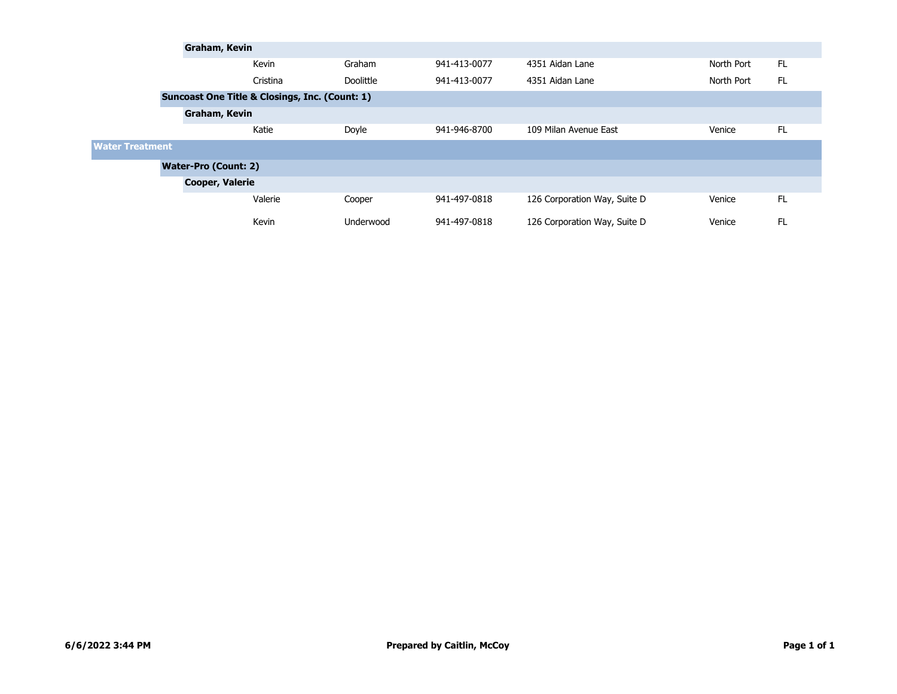**Graham, Kevin**

| First Name | Last Name | Phone | Address | City | State |
|---|---|---|---|---|---|
| Kevin | Graham | 941-413-0077 | 4351 Aidan Lane | North Port | FL |
| Cristina | Doolittle | 941-413-0077 | 4351 Aidan Lane | North Port | FL |

**Suncoast One Title & Closings, Inc. (Count: 1)**

**Graham, Kevin**

| First Name | Last Name | Phone | Address | City | State |
|---|---|---|---|---|---|
| Katie | Doyle | 941-946-8700 | 109 Milan Avenue East | Venice | FL |

## Water Treatment

**Water-Pro (Count: 2)**

**Cooper, Valerie**

| First Name | Last Name | Phone | Address | City | State |
|---|---|---|---|---|---|
| Valerie | Cooper | 941-497-0818 | 126 Corporation Way, Suite D | Venice | FL |
| Kevin | Underwood | 941-497-0818 | 126 Corporation Way, Suite D | Venice | FL |

**6/6/2022 3:44 PM** **Prepared by Caitlin, McCoy**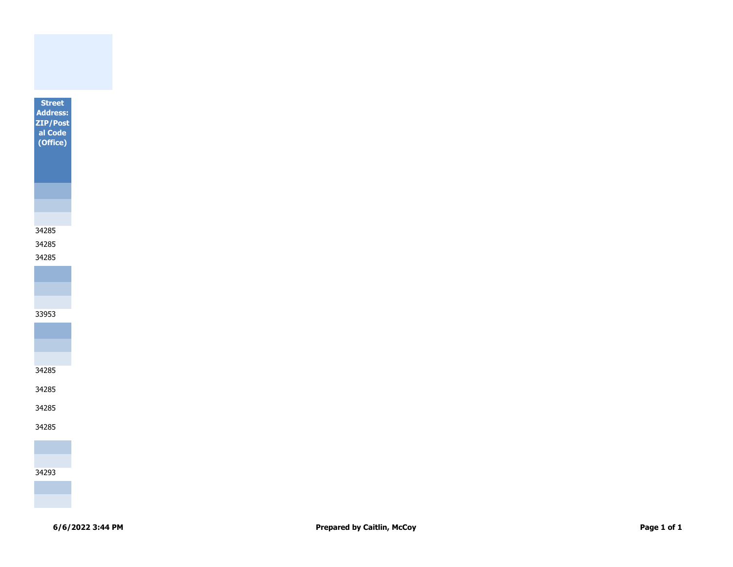| Street Address: ZIP/Postal Code (Office) |
| --- |
| |
| |
| |
| 34285 |
| 34285 |
| 34285 |
| |
| |
| |
| 33953 |
| |
| |
| |
| 34285 |
| 34285 |
| 34285 |
| 34285 |
| |
| |
| 34293 |
| |
| |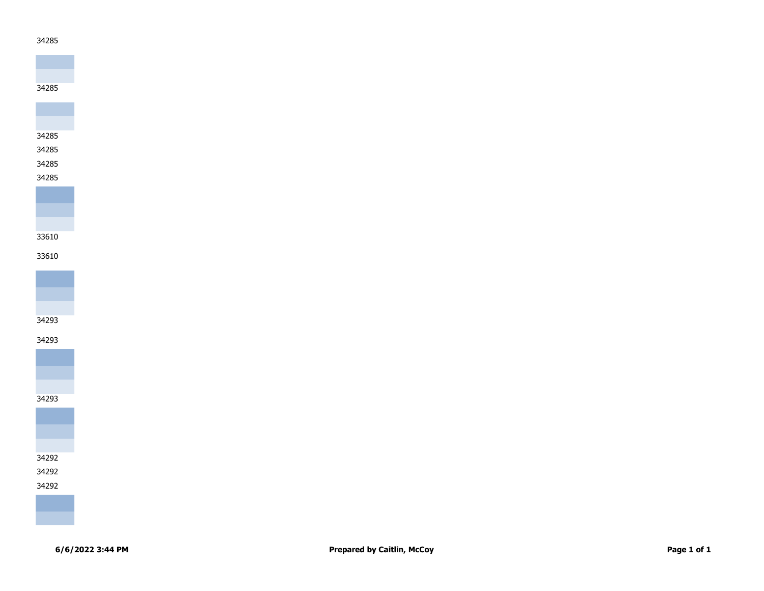34285

34285

34285

34285

34285

34285

33610

33610

34293

34293

34293

34292

34292

34292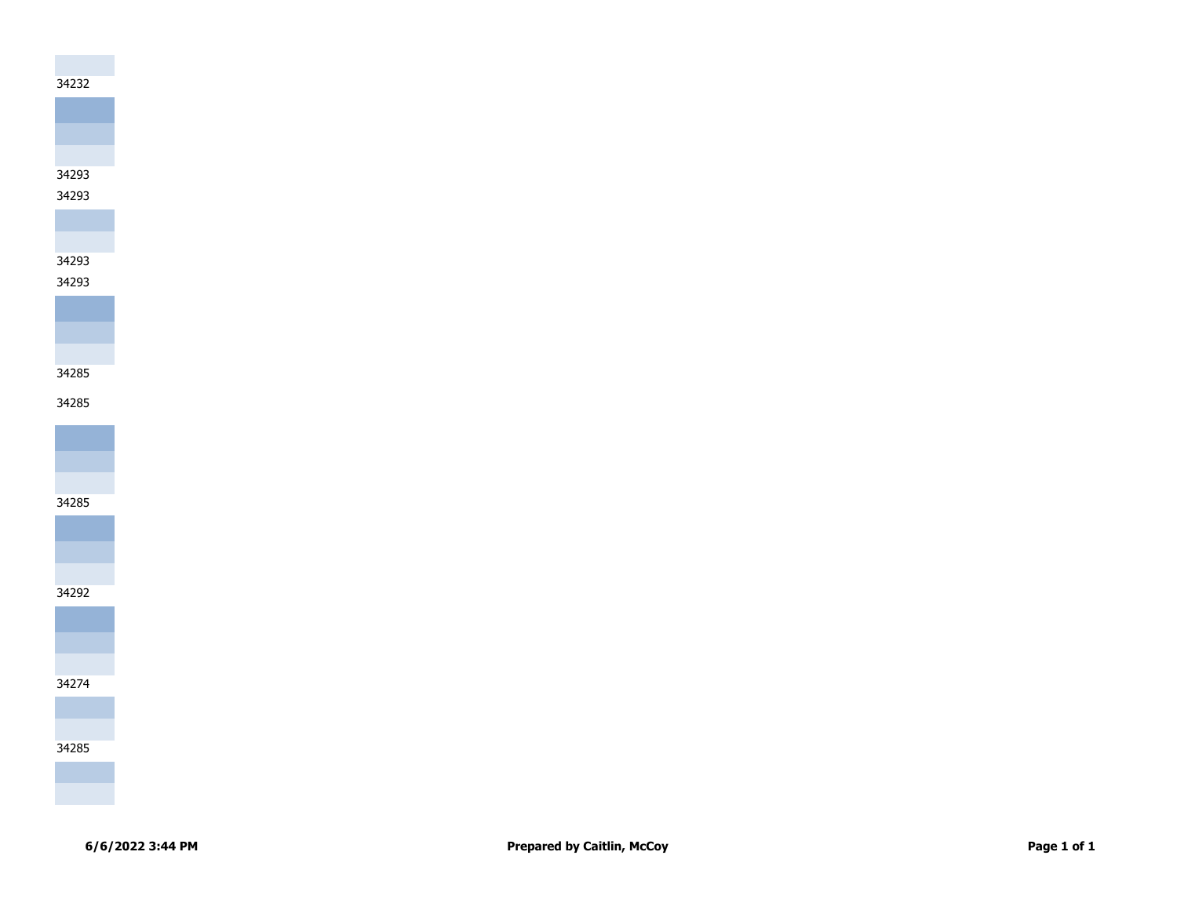34232

34293

34293

34293

34293

34285

34285

34285

34292

34274

34285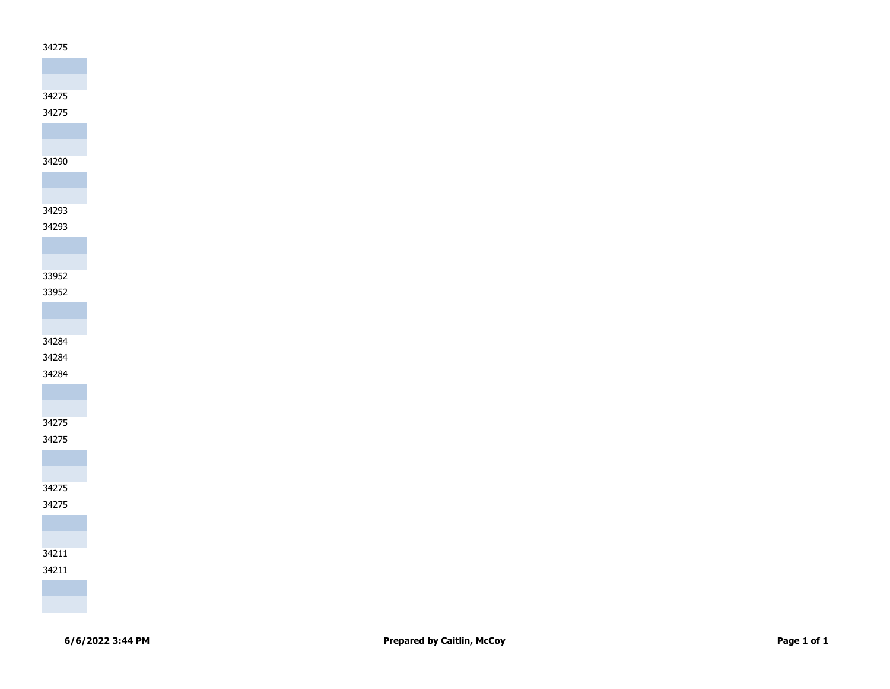34275

34275

34275

34290

34293

34293

33952

33952

34284

34284

34284

34275

34275

34275

34275

34211

34211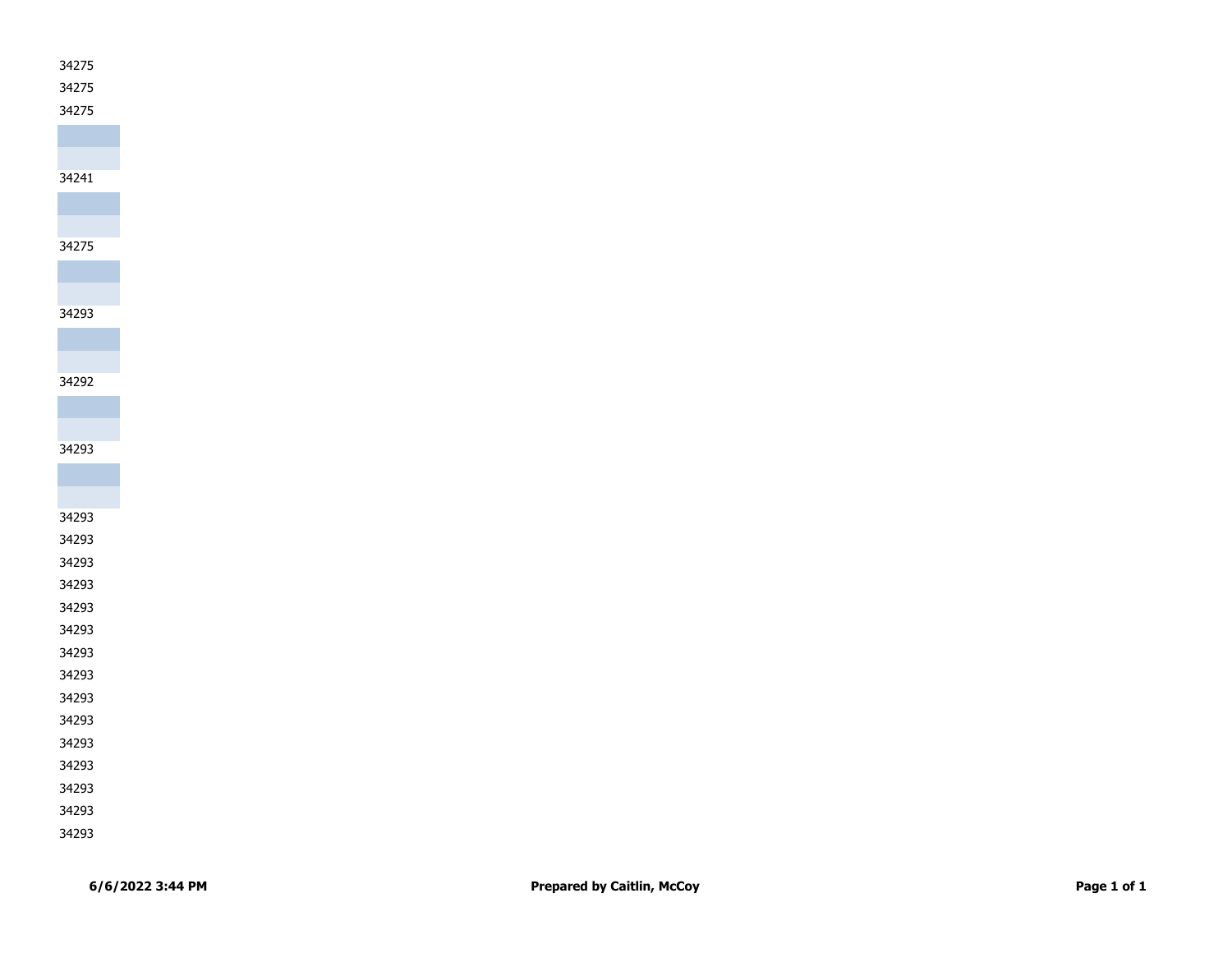34275

34275

34275

34241

34275

34293

34292

34293

34293

34293

34293

34293

34293

34293

34293

34293

34293

34293

34293

34293

34293

34293

34293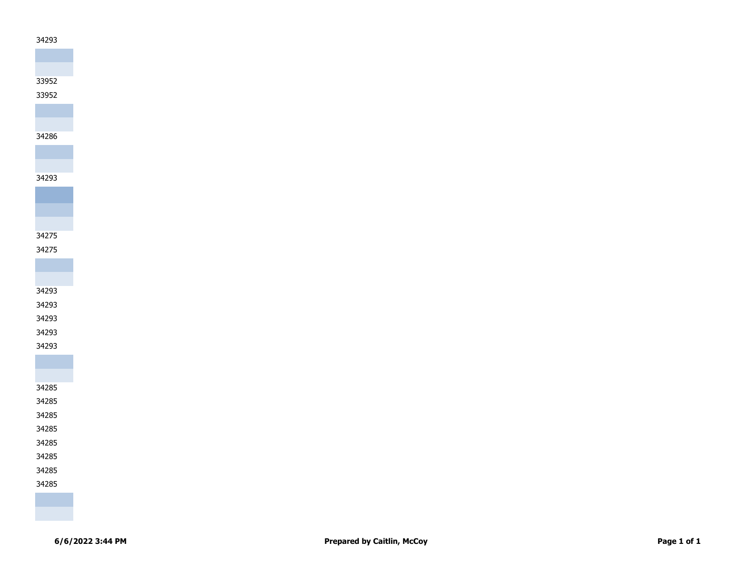34293

33952

33952

34286

34293

34275

34275

34293

34293

34293

34293

34293

34285

34285

34285

34285

34285

34285

34285

34285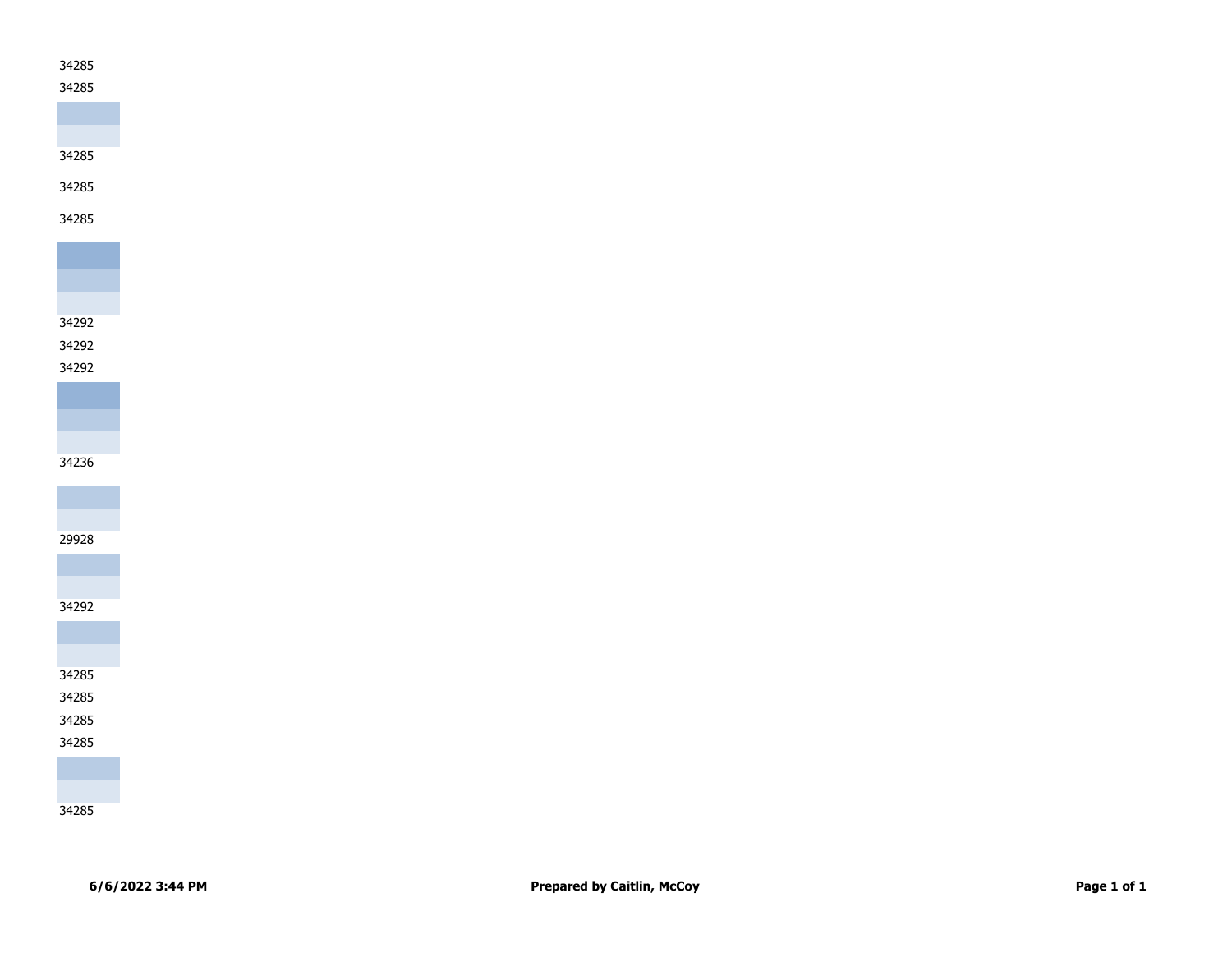34285

34285

34285

34285

34285

34292

34292

34292

34236

29928

34292

34285

34285

34285

34285

34285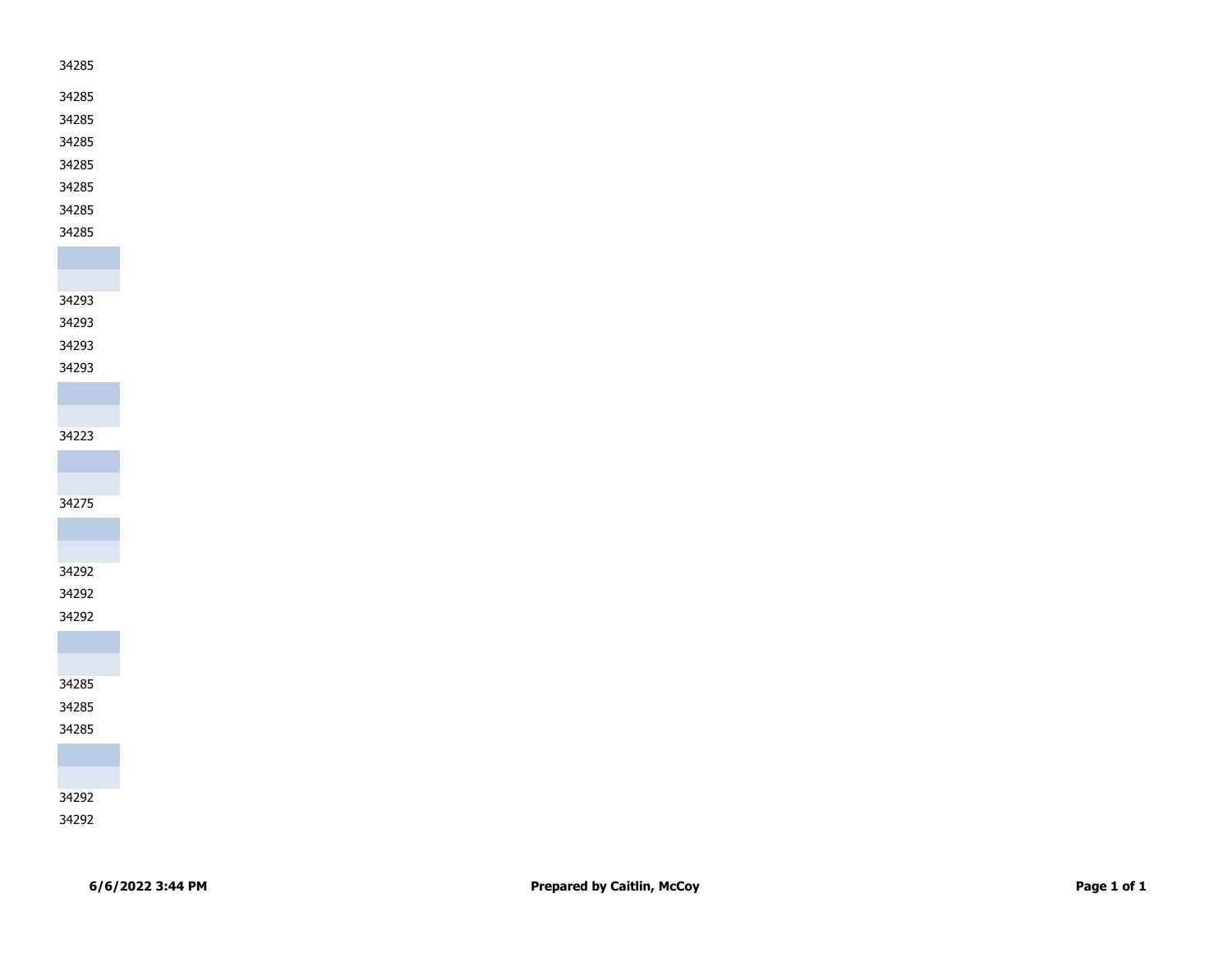34285

34285

34285

34285

34285

34285

34285

34285

34293

34293

34293

34293

34223

34275

34292

34292

34292

34285

34285

34285

34292

34292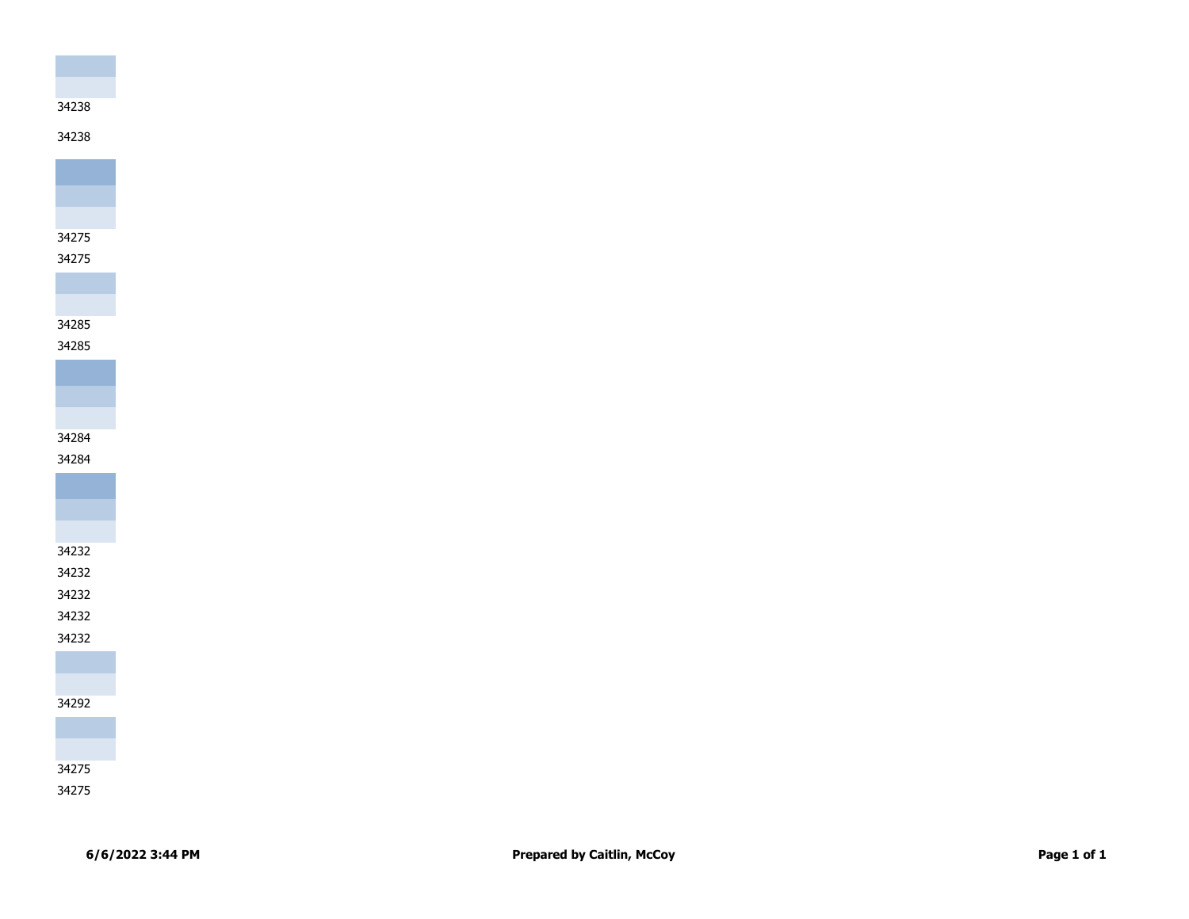34238

34238

34275

34275

34285

34285

34284

34284

34232

34232

34232

34232

34232

34292

34275

34275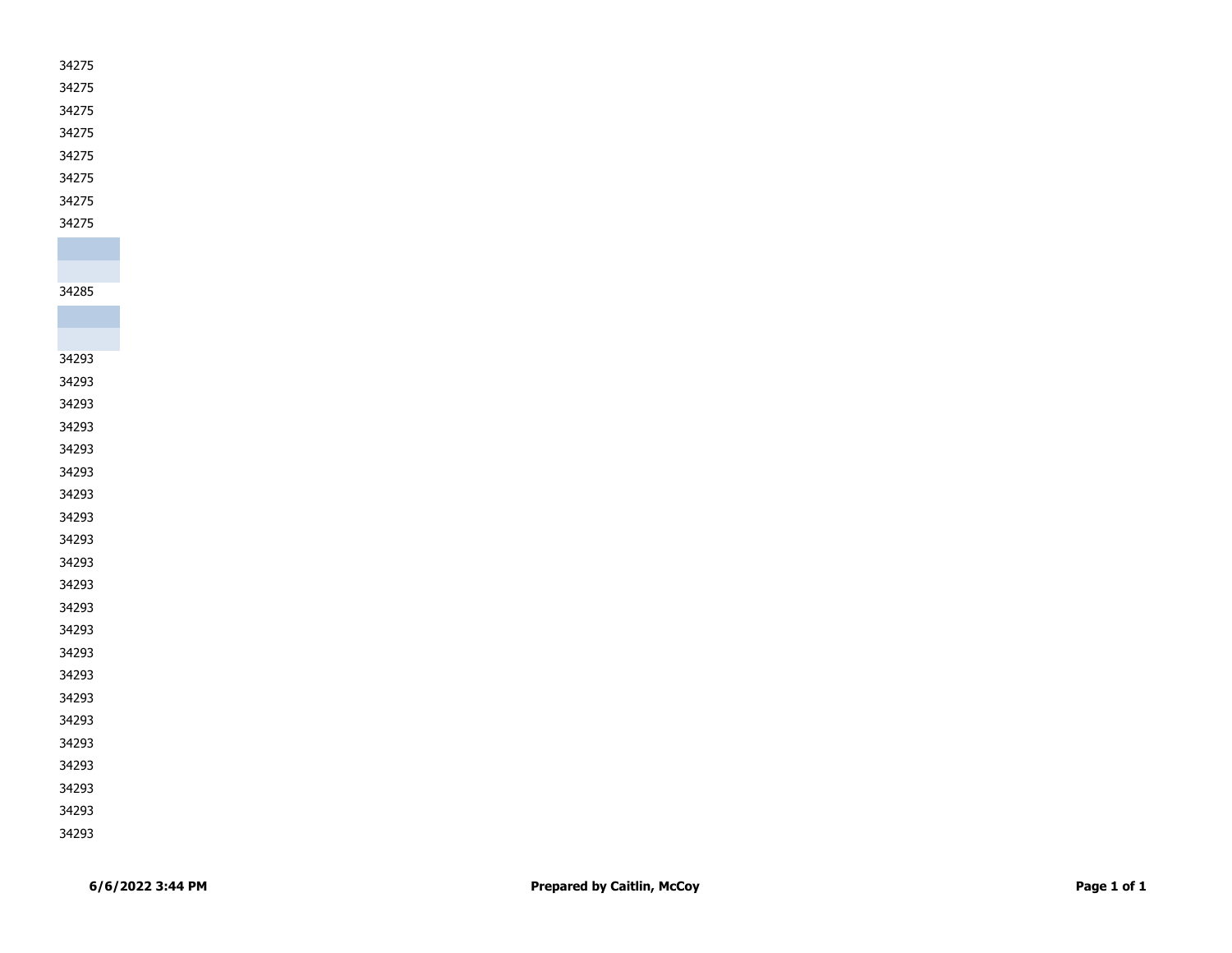34275
34275
34275
34275
34275
34275
34275
34275

34285

34293
34293
34293
34293
34293
34293
34293
34293
34293
34293
34293
34293
34293
34293
34293
34293
34293
34293
34293
34293
34293
34293

**6/6/2022 3:44 PM** **Prepared by Caitlin, McCoy**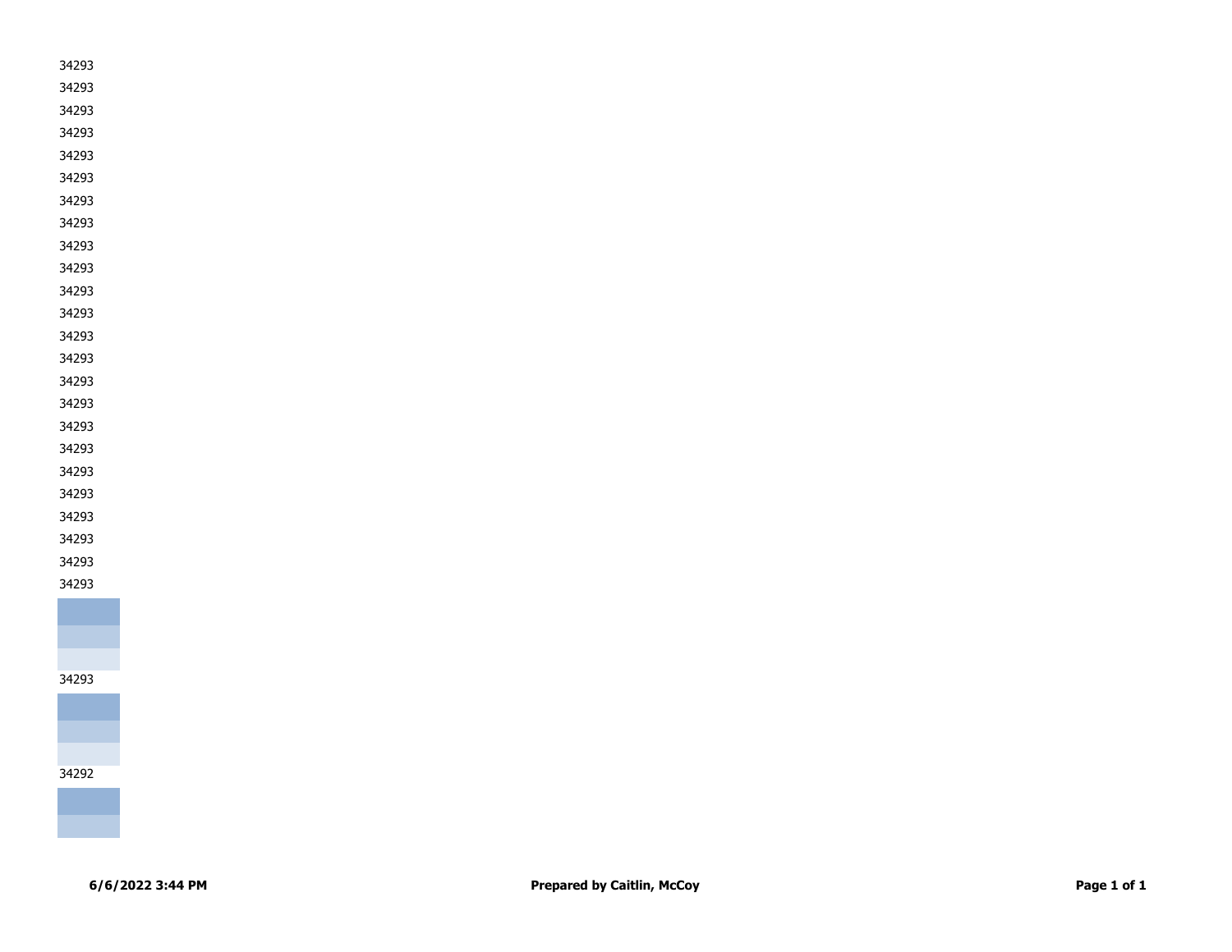34293

34293

34293

34293

34293

34293

34293

34293

34293

34293

34293

34293

34293

34293

34293

34293

34293

34293

34293

34293

34293

34293

34293

34293

34293

34292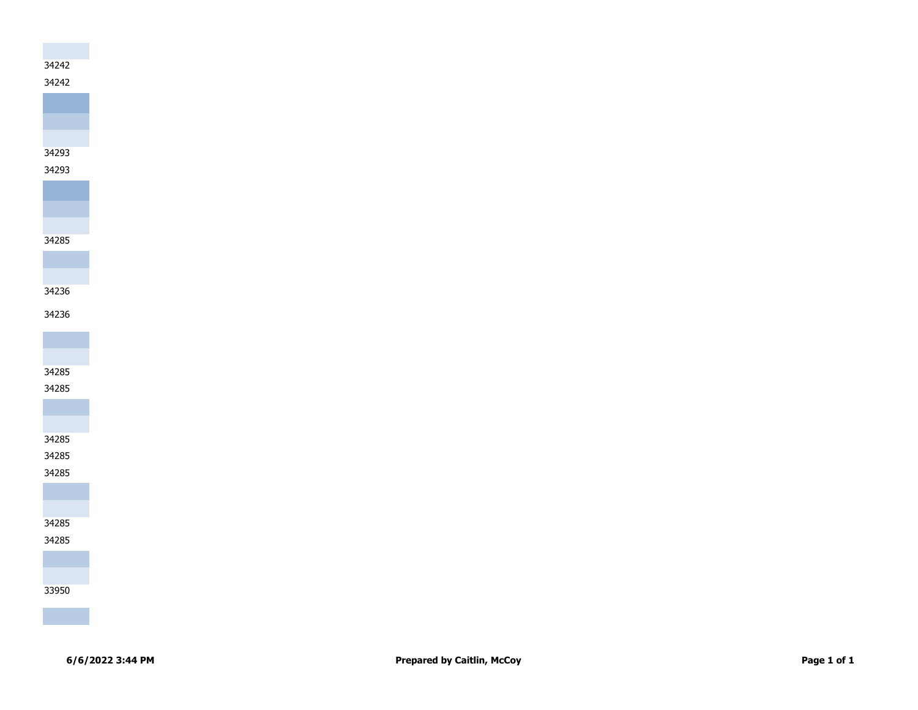34242

34242

34293

34293

34285

34236

34236

34285

34285

34285

34285

34285

34285

34285

33950

6/6/2022 3:44 PM

**Prepared by Caitlin, McCoy**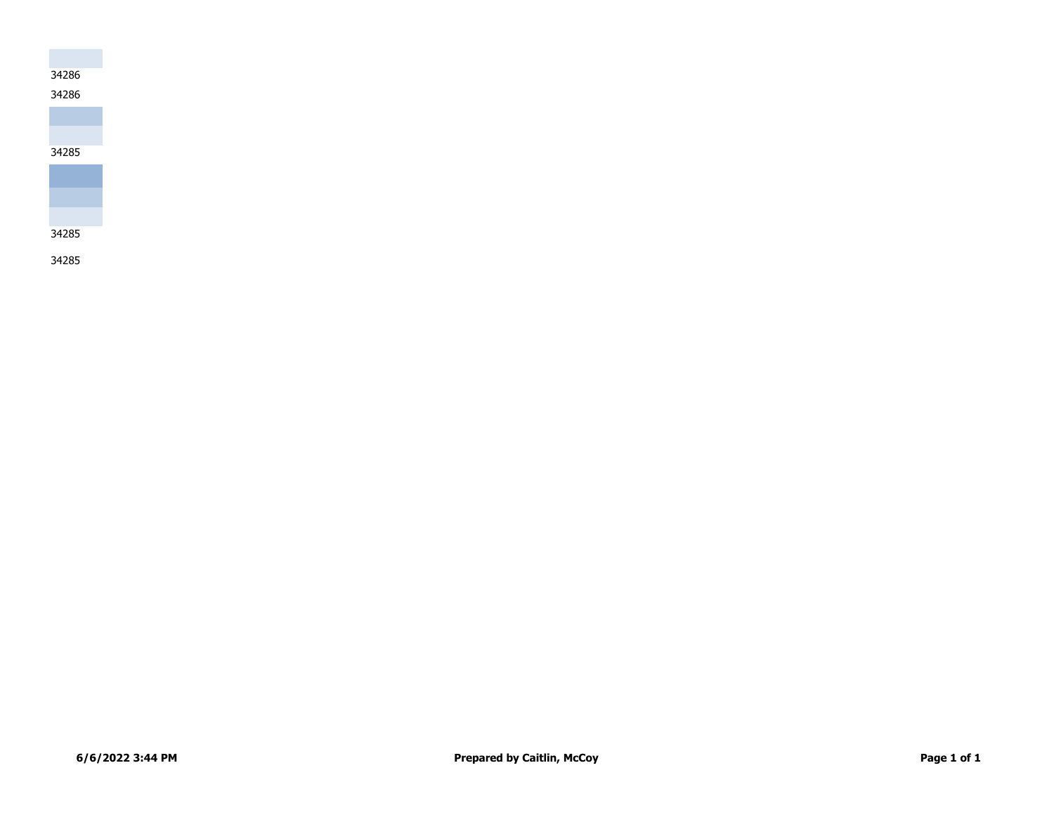34286

34286

34285

34285

34285